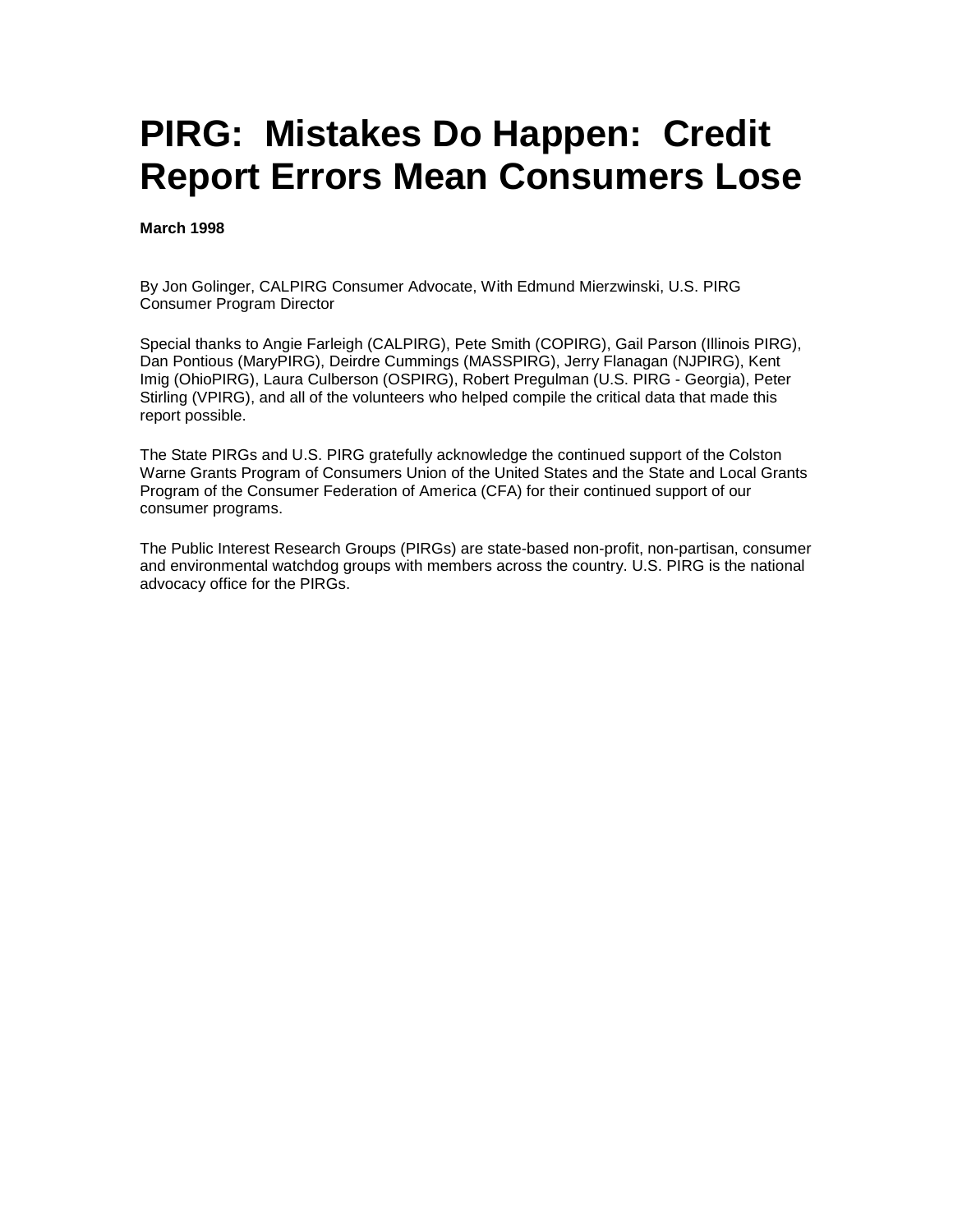# PIRG: Mistakes Do Happen: Credit Report Errors Mean Consumers Lose

**March 1998**

By Jon Golinger, CALPIRG Consumer Advocate, With Edmund Mierzwinski, U.S. PIRG Consumer Program Director

Special thanks to Angie Farleigh (CALPIRG), Pete Smith (COPIRG), Gail Parson (Illinois PIRG), Dan Pontious (MaryPIRG), Deirdre Cummings (MASSPIRG), Jerry Flanagan (NJPIRG), Kent Imig (OhioPIRG), Laura Culberson (OSPIRG), Robert Pregulman (U.S. PIRG - Georgia), Peter Stirling (VPIRG), and all of the volunteers who helped compile the critical data that made this report possible.

The State PIRGs and U.S. PIRG gratefully acknowledge the continued support of the Colston Warne Grants Program of Consumers Union of the United States and the State and Local Grants Program of the Consumer Federation of America (CFA) for their continued support of our consumer programs.

The Public Interest Research Groups (PIRGs) are state-based non-profit, non-partisan, consumer and environmental watchdog groups with members across the country. U.S. PIRG is the national advocacy office for the PIRGs.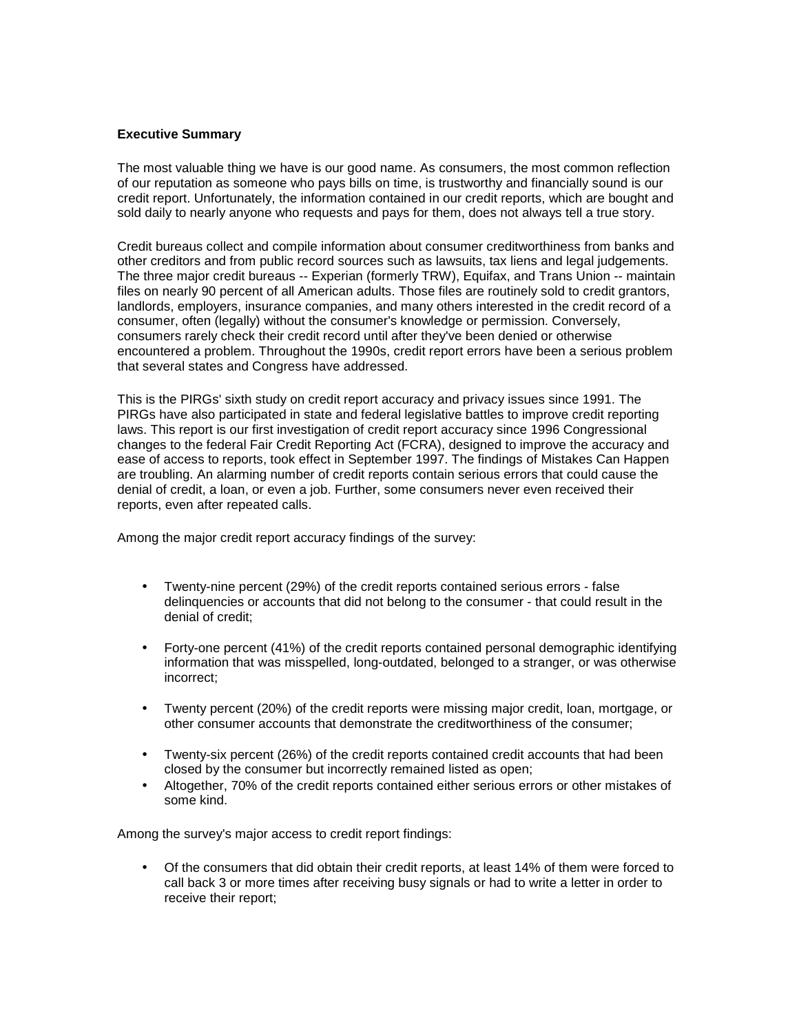**Executive Summary**

The most valuable thing we have is our good name. As consumers, the most common reflection of our reputation as someone who pays bills on time, is trustworthy and financially sound is our credit report. Unfortunately, the information contained in our credit reports, which are bought and sold daily to nearly anyone who requests and pays for them, does not always tell a true story.

Credit bureaus collect and compile information about consumer creditworthiness from banks and other creditors and from public record sources such as lawsuits, tax liens and legal judgements. The three major credit bureaus -- Experian (formerly TRW), Equifax, and Trans Union -- maintain files on nearly 90 percent of all American adults. Those files are routinely sold to credit grantors, landlords, employers, insurance companies, and many others interested in the credit record of a consumer, often (legally) without the consumer's knowledge or permission. Conversely, consumers rarely check their credit record until after they've been denied or otherwise encountered a problem. Throughout the 1990s, credit report errors have been a serious problem that several states and Congress have addressed.

This is the PIRGs' sixth study on credit report accuracy and privacy issues since 1991. The PIRGs have also participated in state and federal legislative battles to improve credit reporting laws. This report is our first investigation of credit report accuracy since 1996 Congressional changes to the federal Fair Credit Reporting Act (FCRA), designed to improve the accuracy and ease of access to reports, took effect in September 1997. The findings of Mistakes Can Happen are troubling. An alarming number of credit reports contain serious errors that could cause the denial of credit, a loan, or even a job. Further, some consumers never even received their reports, even after repeated calls.

Among the major credit report accuracy findings of the survey:

- Twenty-nine percent (29%) of the credit reports contained serious errors - false delinquencies or accounts that did not belong to the consumer - that could result in the denial of credit;
- Forty-one percent (41%) of the credit reports contained personal demographic identifying information that was misspelled, long-outdated, belonged to a stranger, or was otherwise incorrect;
- Twenty percent (20%) of the credit reports were missing major credit, loan, mortgage, or other consumer accounts that demonstrate the creditworthiness of the consumer;
- Twenty-six percent (26%) of the credit reports contained credit accounts that had been closed by the consumer but incorrectly remained listed as open;
- Altogether, 70% of the credit reports contained either serious errors or other mistakes of some kind.

Among the survey's major access to credit report findings:

- Of the consumers that did obtain their credit reports, at least 14% of them were forced to call back 3 or more times after receiving busy signals or had to write a letter in order to receive their report;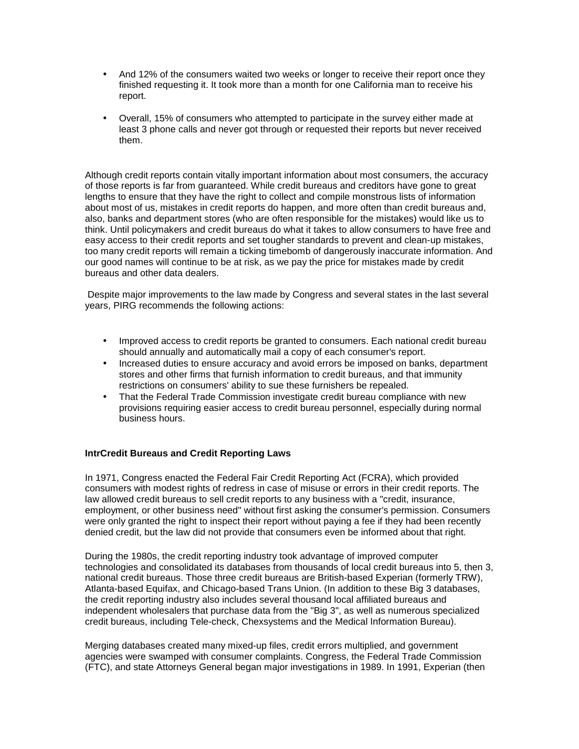- And 12% of the consumers waited two weeks or longer to receive their report once they finished requesting it. It took more than a month for one California man to receive his report.

- Overall, 15% of consumers who attempted to participate in the survey either made at least 3 phone calls and never got through or requested their reports but never received them.

Although credit reports contain vitally important information about most consumers, the accuracy of those reports is far from guaranteed. While credit bureaus and creditors have gone to great lengths to ensure that they have the right to collect and compile monstrous lists of information about most of us, mistakes in credit reports do happen, and more often than credit bureaus and, also, banks and department stores (who are often responsible for the mistakes) would like us to think. Until policymakers and credit bureaus do what it takes to allow consumers to have free and easy access to their credit reports and set tougher standards to prevent and clean-up mistakes, too many credit reports will remain a ticking timebomb of dangerously inaccurate information. And our good names will continue to be at risk, as we pay the price for mistakes made by credit bureaus and other data dealers.

Despite major improvements to the law made by Congress and several states in the last several years, PIRG recommends the following actions:

- Improved access to credit reports be granted to consumers. Each national credit bureau should annually and automatically mail a copy of each consumer's report.
- Increased duties to ensure accuracy and avoid errors be imposed on banks, department stores and other firms that furnish information to credit bureaus, and that immunity restrictions on consumers' ability to sue these furnishers be repealed.
- That the Federal Trade Commission investigate credit bureau compliance with new provisions requiring easier access to credit bureau personnel, especially during normal business hours.

**IntrCredit Bureaus and Credit Reporting Laws**

In 1971, Congress enacted the Federal Fair Credit Reporting Act (FCRA), which provided consumers with modest rights of redress in case of misuse or errors in their credit reports. The law allowed credit bureaus to sell credit reports to any business with a "credit, insurance, employment, or other business need" without first asking the consumer's permission. Consumers were only granted the right to inspect their report without paying a fee if they had been recently denied credit, but the law did not provide that consumers even be informed about that right.

During the 1980s, the credit reporting industry took advantage of improved computer technologies and consolidated its databases from thousands of local credit bureaus into 5, then 3, national credit bureaus. Those three credit bureaus are British-based Experian (formerly TRW), Atlanta-based Equifax, and Chicago-based Trans Union. (In addition to these Big 3 databases, the credit reporting industry also includes several thousand local affiliated bureaus and independent wholesalers that purchase data from the "Big 3", as well as numerous specialized credit bureaus, including Tele-check, Chexsystems and the Medical Information Bureau).

Merging databases created many mixed-up files, credit errors multiplied, and government agencies were swamped with consumer complaints. Congress, the Federal Trade Commission (FTC), and state Attorneys General began major investigations in 1989. In 1991, Experian (then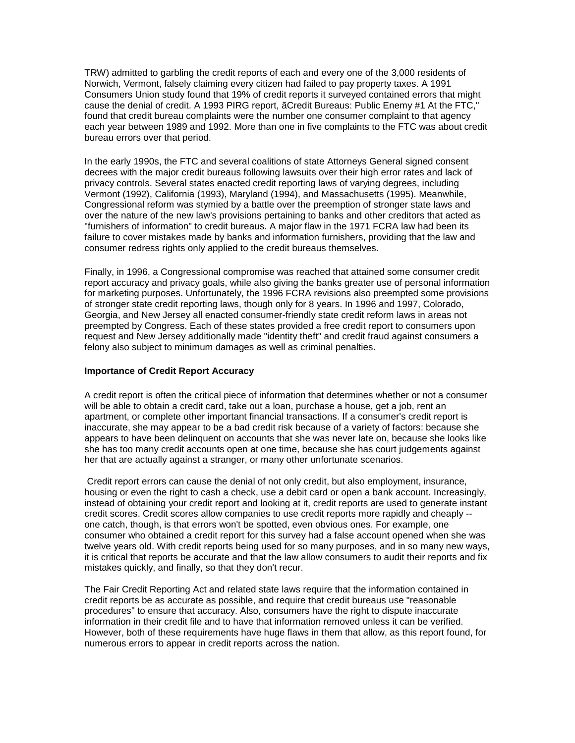TRW) admitted to garbling the credit reports of each and every one of the 3,000 residents of Norwich, Vermont, falsely claiming every citizen had failed to pay property taxes. A 1991 Consumers Union study found that 19% of credit reports it surveyed contained errors that might cause the denial of credit. A 1993 PIRG report, ãCredit Bureaus: Public Enemy #1 At the FTC," found that credit bureau complaints were the number one consumer complaint to that agency each year between 1989 and 1992. More than one in five complaints to the FTC was about credit bureau errors over that period.

In the early 1990s, the FTC and several coalitions of state Attorneys General signed consent decrees with the major credit bureaus following lawsuits over their high error rates and lack of privacy controls. Several states enacted credit reporting laws of varying degrees, including Vermont (1992), California (1993), Maryland (1994), and Massachusetts (1995). Meanwhile, Congressional reform was stymied by a battle over the preemption of stronger state laws and over the nature of the new law's provisions pertaining to banks and other creditors that acted as "furnishers of information" to credit bureaus. A major flaw in the 1971 FCRA law had been its failure to cover mistakes made by banks and information furnishers, providing that the law and consumer redress rights only applied to the credit bureaus themselves.

Finally, in 1996, a Congressional compromise was reached that attained some consumer credit report accuracy and privacy goals, while also giving the banks greater use of personal information for marketing purposes. Unfortunately, the 1996 FCRA revisions also preempted some provisions of stronger state credit reporting laws, though only for 8 years. In 1996 and 1997, Colorado, Georgia, and New Jersey all enacted consumer-friendly state credit reform laws in areas not preempted by Congress. Each of these states provided a free credit report to consumers upon request and New Jersey additionally made "identity theft" and credit fraud against consumers a felony also subject to minimum damages as well as criminal penalties.

**Importance of Credit Report Accuracy**

A credit report is often the critical piece of information that determines whether or not a consumer will be able to obtain a credit card, take out a loan, purchase a house, get a job, rent an apartment, or complete other important financial transactions. If a consumer's credit report is inaccurate, she may appear to be a bad credit risk because of a variety of factors: because she appears to have been delinquent on accounts that she was never late on, because she looks like she has too many credit accounts open at one time, because she has court judgements against her that are actually against a stranger, or many other unfortunate scenarios.

Credit report errors can cause the denial of not only credit, but also employment, insurance, housing or even the right to cash a check, use a debit card or open a bank account. Increasingly, instead of obtaining your credit report and looking at it, credit reports are used to generate instant credit scores. Credit scores allow companies to use credit reports more rapidly and cheaply -- one catch, though, is that errors won't be spotted, even obvious ones. For example, one consumer who obtained a credit report for this survey had a false account opened when she was twelve years old. With credit reports being used for so many purposes, and in so many new ways, it is critical that reports be accurate and that the law allow consumers to audit their reports and fix mistakes quickly, and finally, so that they don't recur.

The Fair Credit Reporting Act and related state laws require that the information contained in credit reports be as accurate as possible, and require that credit bureaus use "reasonable procedures" to ensure that accuracy. Also, consumers have the right to dispute inaccurate information in their credit file and to have that information removed unless it can be verified. However, both of these requirements have huge flaws in them that allow, as this report found, for numerous errors to appear in credit reports across the nation.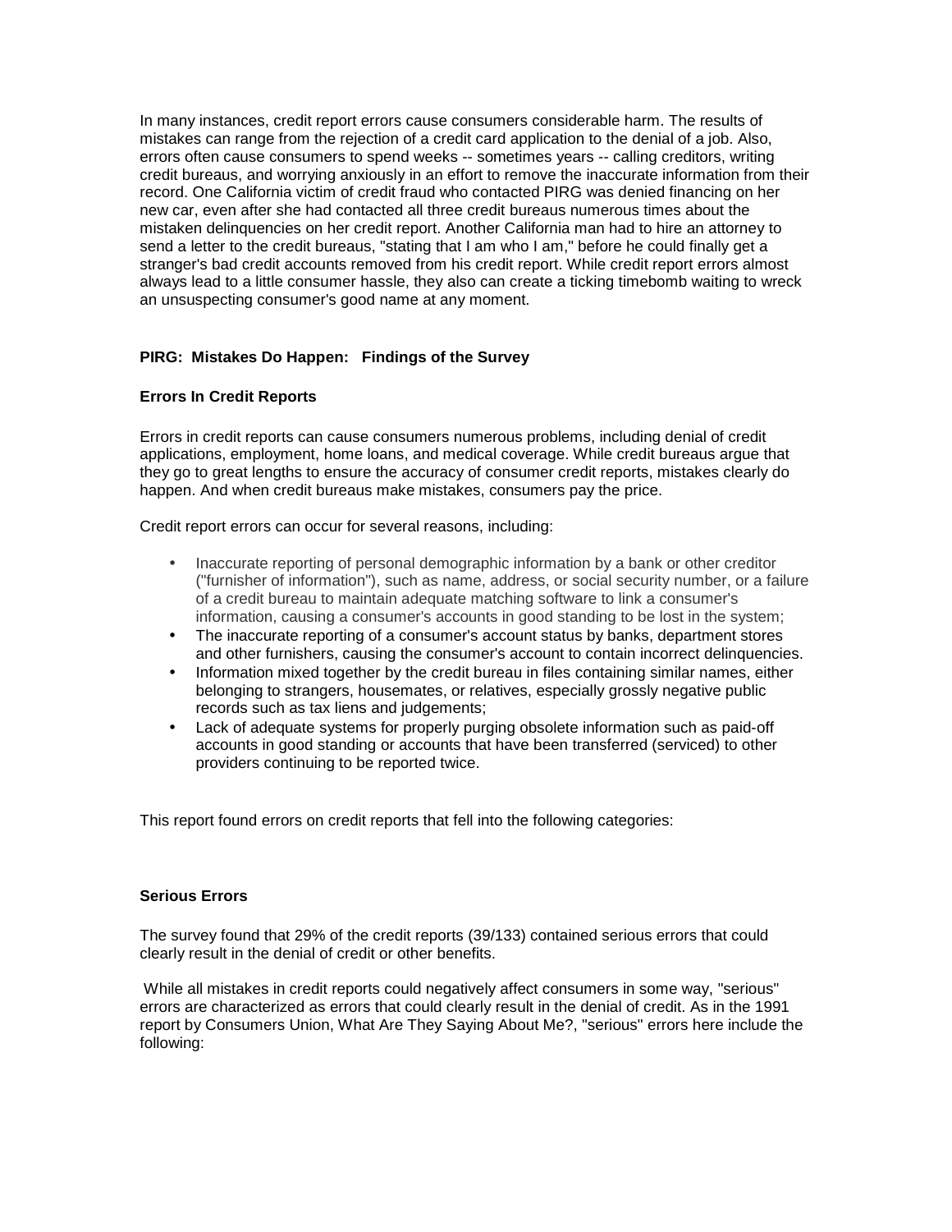In many instances, credit report errors cause consumers considerable harm. The results of mistakes can range from the rejection of a credit card application to the denial of a job. Also, errors often cause consumers to spend weeks -- sometimes years -- calling creditors, writing credit bureaus, and worrying anxiously in an effort to remove the inaccurate information from their record. One California victim of credit fraud who contacted PIRG was denied financing on her new car, even after she had contacted all three credit bureaus numerous times about the mistaken delinquencies on her credit report. Another California man had to hire an attorney to send a letter to the credit bureaus, "stating that I am who I am," before he could finally get a stranger's bad credit accounts removed from his credit report. While credit report errors almost always lead to a little consumer hassle, they also can create a ticking timebomb waiting to wreck an unsuspecting consumer's good name at any moment.

## PIRG: Mistakes Do Happen: Findings of the Survey

### Errors In Credit Reports

Errors in credit reports can cause consumers numerous problems, including denial of credit applications, employment, home loans, and medical coverage. While credit bureaus argue that they go to great lengths to ensure the accuracy of consumer credit reports, mistakes clearly do happen. And when credit bureaus make mistakes, consumers pay the price.

Credit report errors can occur for several reasons, including:

- Inaccurate reporting of personal demographic information by a bank or other creditor ("furnisher of information"), such as name, address, or social security number, or a failure of a credit bureau to maintain adequate matching software to link a consumer's information, causing a consumer's accounts in good standing to be lost in the system;
- The inaccurate reporting of a consumer's account status by banks, department stores and other furnishers, causing the consumer's account to contain incorrect delinquencies.
- Information mixed together by the credit bureau in files containing similar names, either belonging to strangers, housemates, or relatives, especially grossly negative public records such as tax liens and judgements;
- Lack of adequate systems for properly purging obsolete information such as paid-off accounts in good standing or accounts that have been transferred (serviced) to other providers continuing to be reported twice.

This report found errors on credit reports that fell into the following categories:

### Serious Errors

The survey found that 29% of the credit reports (39/133) contained serious errors that could clearly result in the denial of credit or other benefits.

While all mistakes in credit reports could negatively affect consumers in some way, "serious" errors are characterized as errors that could clearly result in the denial of credit. As in the 1991 report by Consumers Union, What Are They Saying About Me?, "serious" errors here include the following: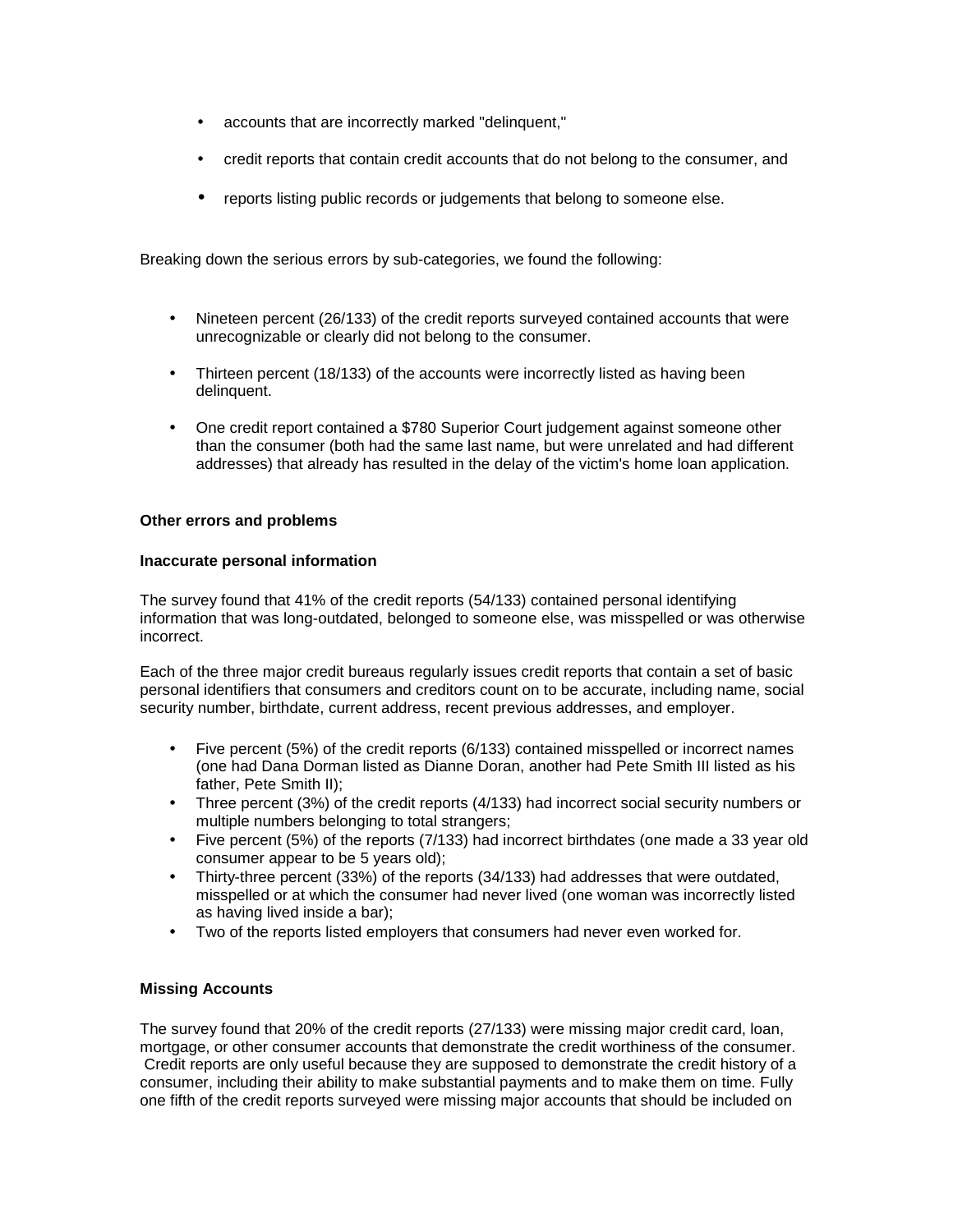- accounts that are incorrectly marked "delinquent,"
- credit reports that contain credit accounts that do not belong to the consumer, and
- reports listing public records or judgements that belong to someone else.

Breaking down the serious errors by sub-categories, we found the following:

- Nineteen percent (26/133) of the credit reports surveyed contained accounts that were unrecognizable or clearly did not belong to the consumer.
- Thirteen percent (18/133) of the accounts were incorrectly listed as having been delinquent.
- One credit report contained a $780 Superior Court judgement against someone other than the consumer (both had the same last name, but were unrelated and had different addresses) that already has resulted in the delay of the victim's home loan application.

**Other errors and problems**

**Inaccurate personal information**

The survey found that 41% of the credit reports (54/133) contained personal identifying information that was long-outdated, belonged to someone else, was misspelled or was otherwise incorrect.

Each of the three major credit bureaus regularly issues credit reports that contain a set of basic personal identifiers that consumers and creditors count on to be accurate, including name, social security number, birthdate, current address, recent previous addresses, and employer.

- Five percent (5%) of the credit reports (6/133) contained misspelled or incorrect names (one had Dana Dorman listed as Dianne Doran, another had Pete Smith III listed as his father, Pete Smith II);
- Three percent (3%) of the credit reports (4/133) had incorrect social security numbers or multiple numbers belonging to total strangers;
- Five percent (5%) of the reports (7/133) had incorrect birthdates (one made a 33 year old consumer appear to be 5 years old);
- Thirty-three percent (33%) of the reports (34/133) had addresses that were outdated, misspelled or at which the consumer had never lived (one woman was incorrectly listed as having lived inside a bar);
- Two of the reports listed employers that consumers had never even worked for.

**Missing Accounts**

The survey found that 20% of the credit reports (27/133) were missing major credit card, loan, mortgage, or other consumer accounts that demonstrate the credit worthiness of the consumer. Credit reports are only useful because they are supposed to demonstrate the credit history of a consumer, including their ability to make substantial payments and to make them on time. Fully one fifth of the credit reports surveyed were missing major accounts that should be included on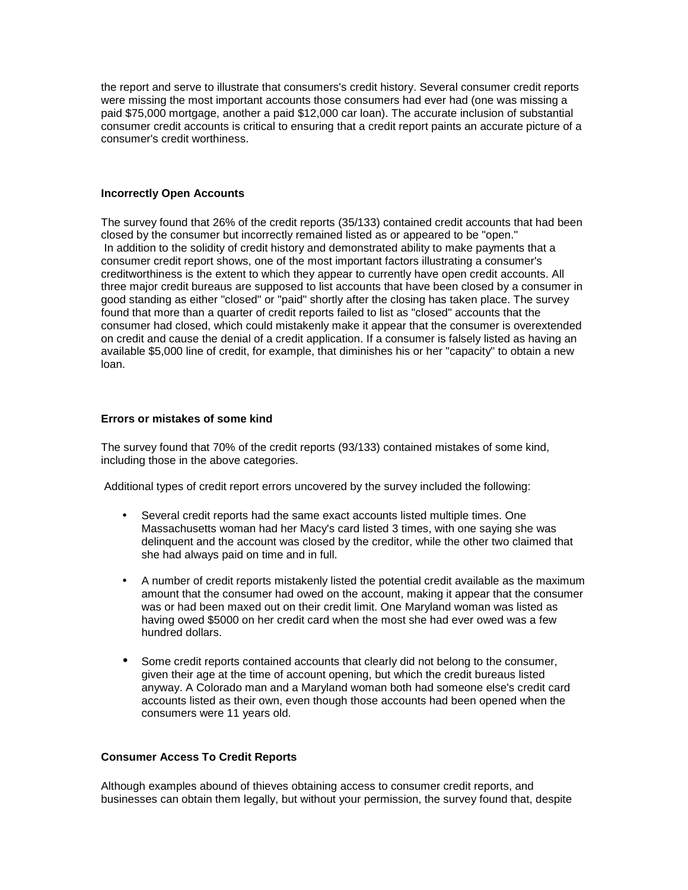the report and serve to illustrate that consumers's credit history. Several consumer credit reports were missing the most important accounts those consumers had ever had (one was missing a paid $75,000 mortgage, another a paid $12,000 car loan). The accurate inclusion of substantial consumer credit accounts is critical to ensuring that a credit report paints an accurate picture of a consumer's credit worthiness.

**Incorrectly Open Accounts**

The survey found that 26% of the credit reports (35/133) contained credit accounts that had been closed by the consumer but incorrectly remained listed as or appeared to be "open."
In addition to the solidity of credit history and demonstrated ability to make payments that a consumer credit report shows, one of the most important factors illustrating a consumer's creditworthiness is the extent to which they appear to currently have open credit accounts. All three major credit bureaus are supposed to list accounts that have been closed by a consumer in good standing as either "closed" or "paid" shortly after the closing has taken place. The survey found that more than a quarter of credit reports failed to list as "closed" accounts that the consumer had closed, which could mistakenly make it appear that the consumer is overextended on credit and cause the denial of a credit application. If a consumer is falsely listed as having an available $5,000 line of credit, for example, that diminishes his or her "capacity" to obtain a new loan.

**Errors or mistakes of some kind**

The survey found that 70% of the credit reports (93/133) contained mistakes of some kind, including those in the above categories.

Additional types of credit report errors uncovered by the survey included the following:

- Several credit reports had the same exact accounts listed multiple times. One Massachusetts woman had her Macy's card listed 3 times, with one saying she was delinquent and the account was closed by the creditor, while the other two claimed that she had always paid on time and in full.
- A number of credit reports mistakenly listed the potential credit available as the maximum amount that the consumer had owed on the account, making it appear that the consumer was or had been maxed out on their credit limit. One Maryland woman was listed as having owed $5000 on her credit card when the most she had ever owed was a few hundred dollars.
- Some credit reports contained accounts that clearly did not belong to the consumer, given their age at the time of account opening, but which the credit bureaus listed anyway. A Colorado man and a Maryland woman both had someone else's credit card accounts listed as their own, even though those accounts had been opened when the consumers were 11 years old.

**Consumer Access To Credit Reports**

Although examples abound of thieves obtaining access to consumer credit reports, and businesses can obtain them legally, but without your permission, the survey found that, despite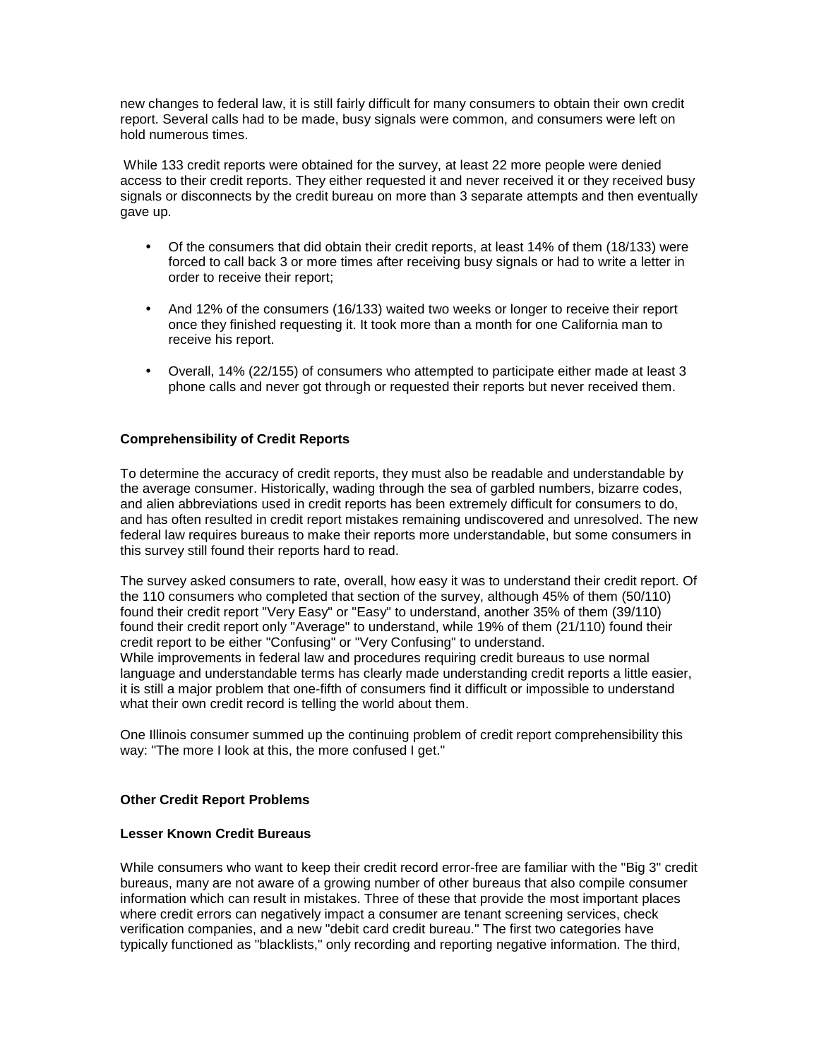new changes to federal law, it is still fairly difficult for many consumers to obtain their own credit report. Several calls had to be made, busy signals were common, and consumers were left on hold numerous times.

While 133 credit reports were obtained for the survey, at least 22 more people were denied access to their credit reports. They either requested it and never received it or they received busy signals or disconnects by the credit bureau on more than 3 separate attempts and then eventually gave up.

- Of the consumers that did obtain their credit reports, at least 14% of them (18/133) were forced to call back 3 or more times after receiving busy signals or had to write a letter in order to receive their report;

- And 12% of the consumers (16/133) waited two weeks or longer to receive their report once they finished requesting it. It took more than a month for one California man to receive his report.

- Overall, 14% (22/155) of consumers who attempted to participate either made at least 3 phone calls and never got through or requested their reports but never received them.

**Comprehensibility of Credit Reports**

To determine the accuracy of credit reports, they must also be readable and understandable by the average consumer. Historically, wading through the sea of garbled numbers, bizarre codes, and alien abbreviations used in credit reports has been extremely difficult for consumers to do, and has often resulted in credit report mistakes remaining undiscovered and unresolved. The new federal law requires bureaus to make their reports more understandable, but some consumers in this survey still found their reports hard to read.

The survey asked consumers to rate, overall, how easy it was to understand their credit report. Of the 110 consumers who completed that section of the survey, although 45% of them (50/110) found their credit report "Very Easy" or "Easy" to understand, another 35% of them (39/110) found their credit report only "Average" to understand, while 19% of them (21/110) found their credit report to be either "Confusing" or "Very Confusing" to understand.
While improvements in federal law and procedures requiring credit bureaus to use normal language and understandable terms has clearly made understanding credit reports a little easier, it is still a major problem that one-fifth of consumers find it difficult or impossible to understand what their own credit record is telling the world about them.

One Illinois consumer summed up the continuing problem of credit report comprehensibility this way: "The more I look at this, the more confused I get."

**Other Credit Report Problems**

**Lesser Known Credit Bureaus**

While consumers who want to keep their credit record error-free are familiar with the "Big 3" credit bureaus, many are not aware of a growing number of other bureaus that also compile consumer information which can result in mistakes. Three of these that provide the most important places where credit errors can negatively impact a consumer are tenant screening services, check verification companies, and a new "debit card credit bureau." The first two categories have typically functioned as "blacklists," only recording and reporting negative information. The third,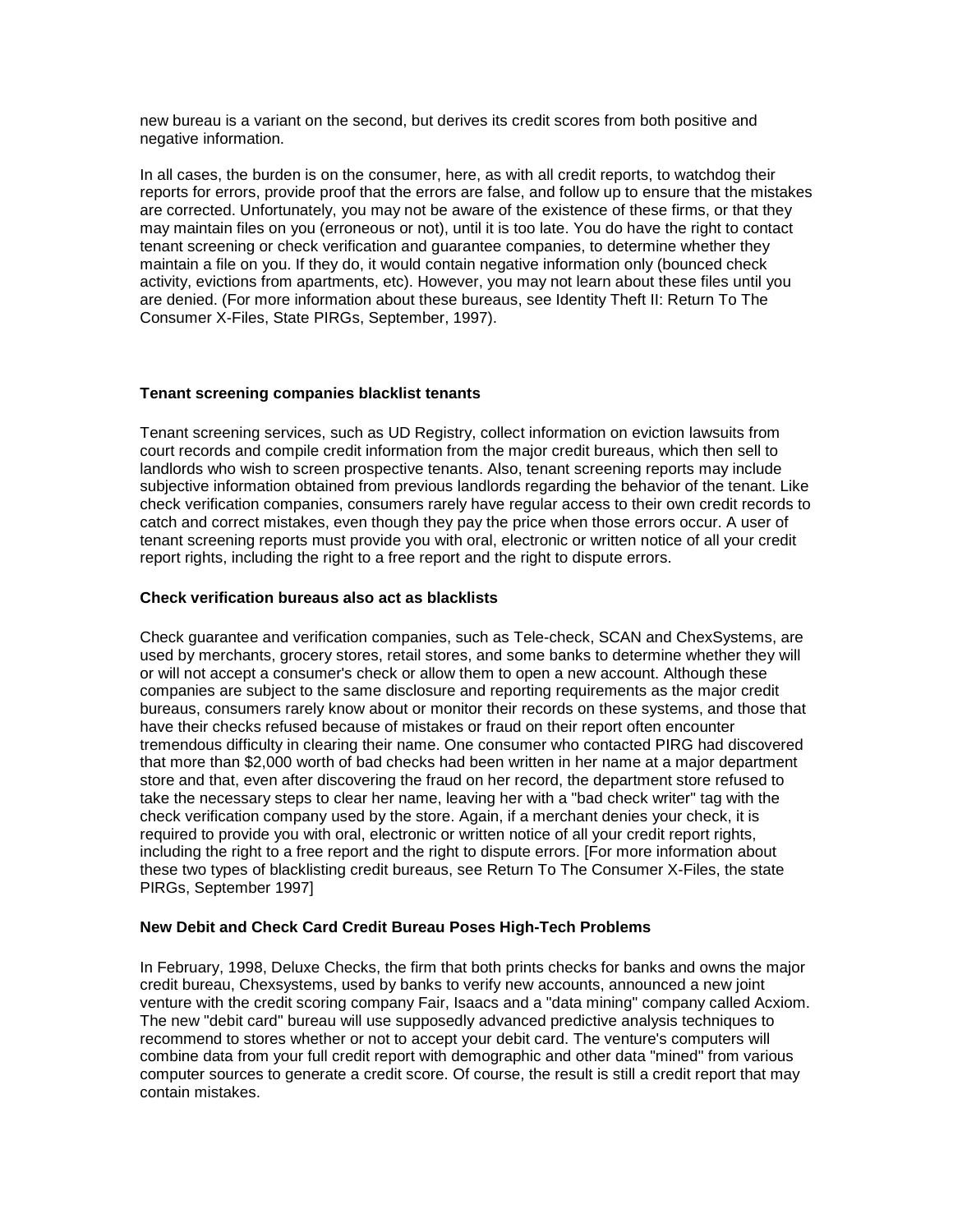new bureau is a variant on the second, but derives its credit scores from both positive and negative information.

In all cases, the burden is on the consumer, here, as with all credit reports, to watchdog their reports for errors, provide proof that the errors are false, and follow up to ensure that the mistakes are corrected. Unfortunately, you may not be aware of the existence of these firms, or that they may maintain files on you (erroneous or not), until it is too late. You do have the right to contact tenant screening or check verification and guarantee companies, to determine whether they maintain a file on you. If they do, it would contain negative information only (bounced check activity, evictions from apartments, etc). However, you may not learn about these files until you are denied. (For more information about these bureaus, see Identity Theft II: Return To The Consumer X-Files, State PIRGs, September, 1997).

### Tenant screening companies blacklist tenants

Tenant screening services, such as UD Registry, collect information on eviction lawsuits from court records and compile credit information from the major credit bureaus, which then sell to landlords who wish to screen prospective tenants. Also, tenant screening reports may include subjective information obtained from previous landlords regarding the behavior of the tenant. Like check verification companies, consumers rarely have regular access to their own credit records to catch and correct mistakes, even though they pay the price when those errors occur. A user of tenant screening reports must provide you with oral, electronic or written notice of all your credit report rights, including the right to a free report and the right to dispute errors.

### Check verification bureaus also act as blacklists

Check guarantee and verification companies, such as Tele-check, SCAN and ChexSystems, are used by merchants, grocery stores, retail stores, and some banks to determine whether they will or will not accept a consumer's check or allow them to open a new account. Although these companies are subject to the same disclosure and reporting requirements as the major credit bureaus, consumers rarely know about or monitor their records on these systems, and those that have their checks refused because of mistakes or fraud on their report often encounter tremendous difficulty in clearing their name. One consumer who contacted PIRG had discovered that more than $2,000 worth of bad checks had been written in her name at a major department store and that, even after discovering the fraud on her record, the department store refused to take the necessary steps to clear her name, leaving her with a "bad check writer" tag with the check verification company used by the store. Again, if a merchant denies your check, it is required to provide you with oral, electronic or written notice of all your credit report rights, including the right to a free report and the right to dispute errors. [For more information about these two types of blacklisting credit bureaus, see Return To The Consumer X-Files, the state PIRGs, September 1997]

### New Debit and Check Card Credit Bureau Poses High-Tech Problems

In February, 1998, Deluxe Checks, the firm that both prints checks for banks and owns the major credit bureau, Chexsystems, used by banks to verify new accounts, announced a new joint venture with the credit scoring company Fair, Isaacs and a "data mining" company called Acxiom. The new "debit card" bureau will use supposedly advanced predictive analysis techniques to recommend to stores whether or not to accept your debit card. The venture's computers will combine data from your full credit report with demographic and other data "mined" from various computer sources to generate a credit score. Of course, the result is still a credit report that may contain mistakes.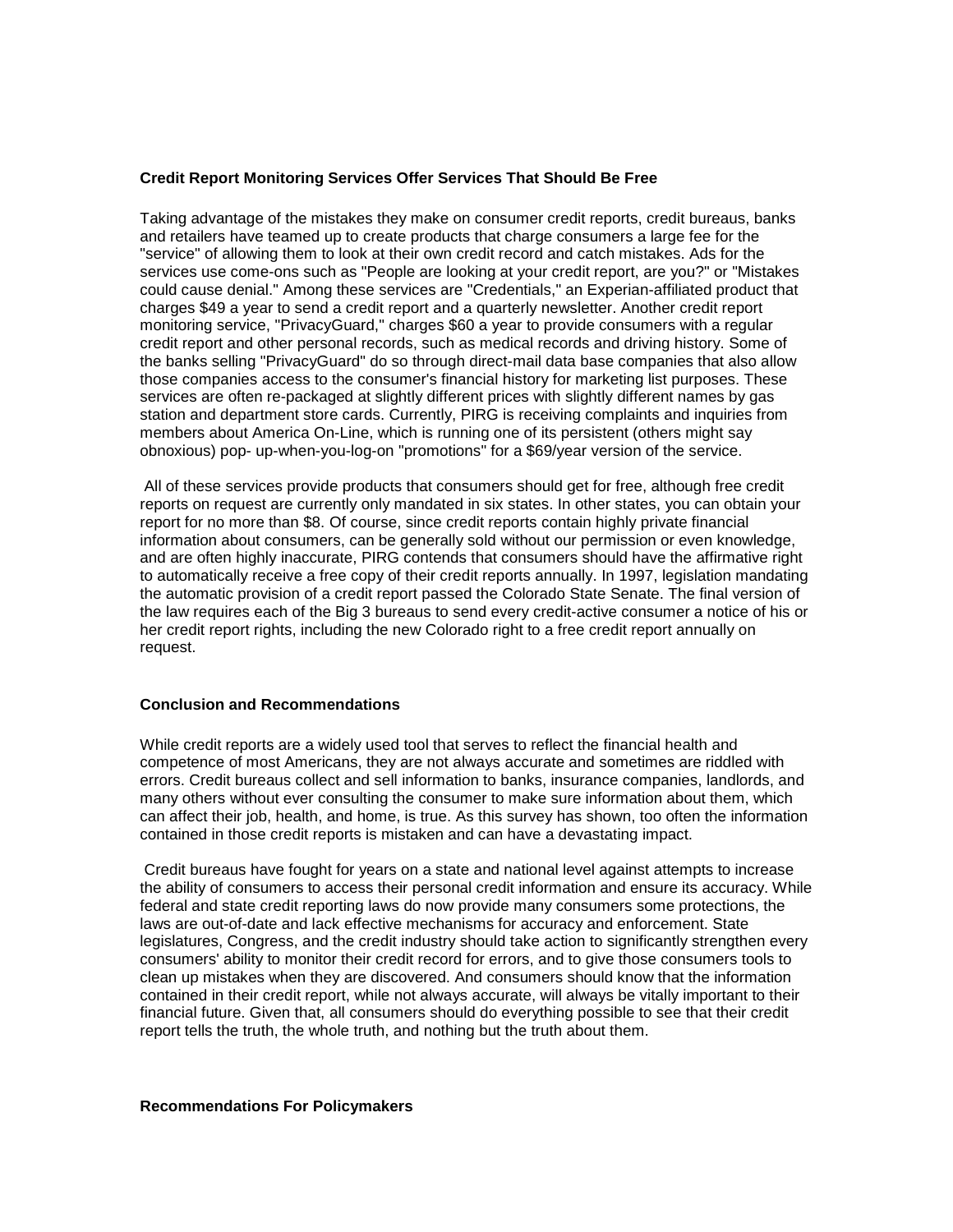### Credit Report Monitoring Services Offer Services That Should Be Free

Taking advantage of the mistakes they make on consumer credit reports, credit bureaus, banks and retailers have teamed up to create products that charge consumers a large fee for the "service" of allowing them to look at their own credit record and catch mistakes. Ads for the services use come-ons such as "People are looking at your credit report, are you?" or "Mistakes could cause denial." Among these services are "Credentials," an Experian-affiliated product that charges $49 a year to send a credit report and a quarterly newsletter. Another credit report monitoring service, "PrivacyGuard," charges $60 a year to provide consumers with a regular credit report and other personal records, such as medical records and driving history. Some of the banks selling "PrivacyGuard" do so through direct-mail data base companies that also allow those companies access to the consumer's financial history for marketing list purposes. These services are often re-packaged at slightly different prices with slightly different names by gas station and department store cards. Currently, PIRG is receiving complaints and inquiries from members about America On-Line, which is running one of its persistent (others might say obnoxious) pop- up-when-you-log-on "promotions" for a $69/year version of the service.

All of these services provide products that consumers should get for free, although free credit reports on request are currently only mandated in six states. In other states, you can obtain your report for no more than $8. Of course, since credit reports contain highly private financial information about consumers, can be generally sold without our permission or even knowledge, and are often highly inaccurate, PIRG contends that consumers should have the affirmative right to automatically receive a free copy of their credit reports annually. In 1997, legislation mandating the automatic provision of a credit report passed the Colorado State Senate. The final version of the law requires each of the Big 3 bureaus to send every credit-active consumer a notice of his or her credit report rights, including the new Colorado right to a free credit report annually on request.

### Conclusion and Recommendations

While credit reports are a widely used tool that serves to reflect the financial health and competence of most Americans, they are not always accurate and sometimes are riddled with errors. Credit bureaus collect and sell information to banks, insurance companies, landlords, and many others without ever consulting the consumer to make sure information about them, which can affect their job, health, and home, is true. As this survey has shown, too often the information contained in those credit reports is mistaken and can have a devastating impact.

Credit bureaus have fought for years on a state and national level against attempts to increase the ability of consumers to access their personal credit information and ensure its accuracy. While federal and state credit reporting laws do now provide many consumers some protections, the laws are out-of-date and lack effective mechanisms for accuracy and enforcement. State legislatures, Congress, and the credit industry should take action to significantly strengthen every consumers' ability to monitor their credit record for errors, and to give those consumers tools to clean up mistakes when they are discovered. And consumers should know that the information contained in their credit report, while not always accurate, will always be vitally important to their financial future. Given that, all consumers should do everything possible to see that their credit report tells the truth, the whole truth, and nothing but the truth about them.

### Recommendations For Policymakers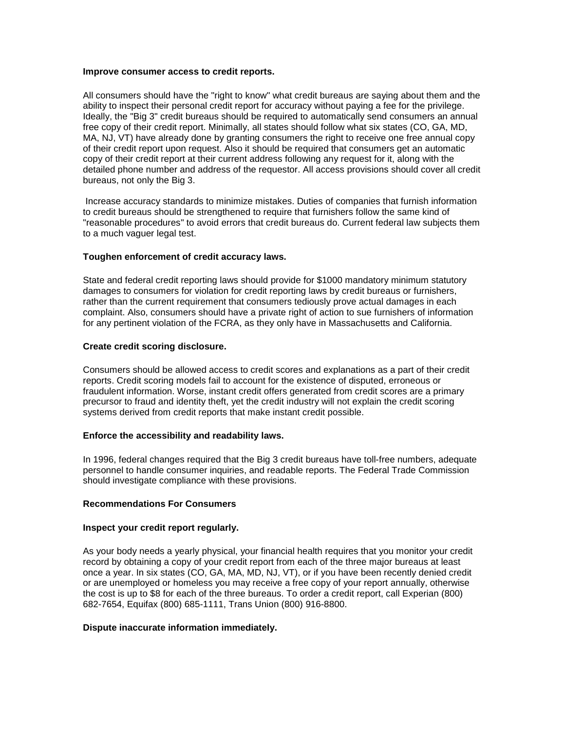**Improve consumer access to credit reports.**

All consumers should have the "right to know" what credit bureaus are saying about them and the ability to inspect their personal credit report for accuracy without paying a fee for the privilege. Ideally, the "Big 3" credit bureaus should be required to automatically send consumers an annual free copy of their credit report. Minimally, all states should follow what six states (CO, GA, MD, MA, NJ, VT) have already done by granting consumers the right to receive one free annual copy of their credit report upon request. Also it should be required that consumers get an automatic copy of their credit report at their current address following any request for it, along with the detailed phone number and address of the requestor. All access provisions should cover all credit bureaus, not only the Big 3.

Increase accuracy standards to minimize mistakes. Duties of companies that furnish information to credit bureaus should be strengthened to require that furnishers follow the same kind of "reasonable procedures" to avoid errors that credit bureaus do. Current federal law subjects them to a much vaguer legal test.

**Toughen enforcement of credit accuracy laws.**

State and federal credit reporting laws should provide for $1000 mandatory minimum statutory damages to consumers for violation for credit reporting laws by credit bureaus or furnishers, rather than the current requirement that consumers tediously prove actual damages in each complaint. Also, consumers should have a private right of action to sue furnishers of information for any pertinent violation of the FCRA, as they only have in Massachusetts and California.

**Create credit scoring disclosure.**

Consumers should be allowed access to credit scores and explanations as a part of their credit reports. Credit scoring models fail to account for the existence of disputed, erroneous or fraudulent information. Worse, instant credit offers generated from credit scores are a primary precursor to fraud and identity theft, yet the credit industry will not explain the credit scoring systems derived from credit reports that make instant credit possible.

**Enforce the accessibility and readability laws.**

In 1996, federal changes required that the Big 3 credit bureaus have toll-free numbers, adequate personnel to handle consumer inquiries, and readable reports. The Federal Trade Commission should investigate compliance with these provisions.

**Recommendations For Consumers**

**Inspect your credit report regularly.**

As your body needs a yearly physical, your financial health requires that you monitor your credit record by obtaining a copy of your credit report from each of the three major bureaus at least once a year. In six states (CO, GA, MA, MD, NJ, VT), or if you have been recently denied credit or are unemployed or homeless you may receive a free copy of your report annually, otherwise the cost is up to $8 for each of the three bureaus. To order a credit report, call Experian (800) 682-7654, Equifax (800) 685-1111, Trans Union (800) 916-8800.

**Dispute inaccurate information immediately.**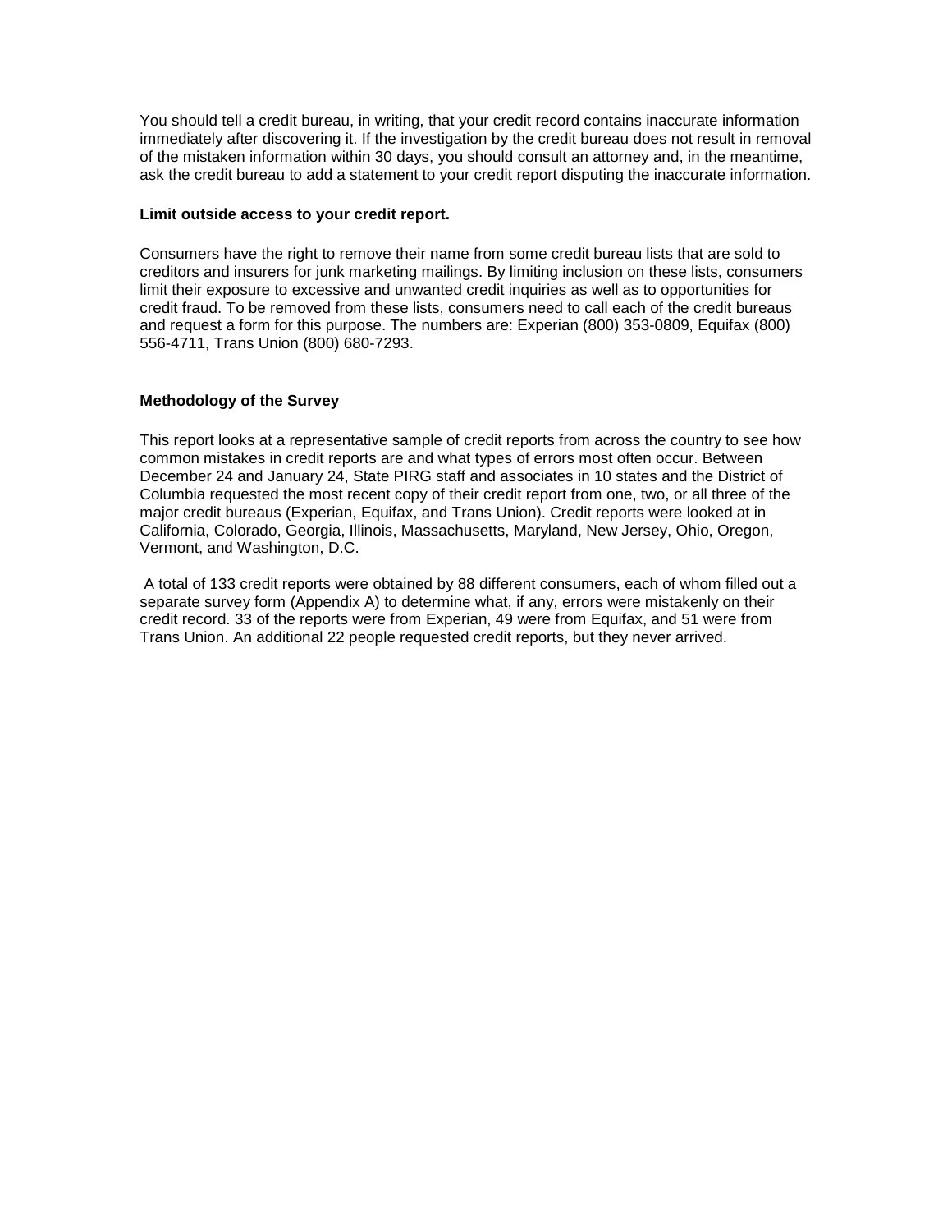You should tell a credit bureau, in writing, that your credit record contains inaccurate information immediately after discovering it. If the investigation by the credit bureau does not result in removal of the mistaken information within 30 days, you should consult an attorney and, in the meantime, ask the credit bureau to add a statement to your credit report disputing the inaccurate information.

**Limit outside access to your credit report.**

Consumers have the right to remove their name from some credit bureau lists that are sold to creditors and insurers for junk marketing mailings. By limiting inclusion on these lists, consumers limit their exposure to excessive and unwanted credit inquiries as well as to opportunities for credit fraud. To be removed from these lists, consumers need to call each of the credit bureaus and request a form for this purpose. The numbers are: Experian (800) 353-0809, Equifax (800) 556-4711, Trans Union (800) 680-7293.

**Methodology of the Survey**

This report looks at a representative sample of credit reports from across the country to see how common mistakes in credit reports are and what types of errors most often occur. Between December 24 and January 24, State PIRG staff and associates in 10 states and the District of Columbia requested the most recent copy of their credit report from one, two, or all three of the major credit bureaus (Experian, Equifax, and Trans Union). Credit reports were looked at in California, Colorado, Georgia, Illinois, Massachusetts, Maryland, New Jersey, Ohio, Oregon, Vermont, and Washington, D.C.

A total of 133 credit reports were obtained by 88 different consumers, each of whom filled out a separate survey form (Appendix A) to determine what, if any, errors were mistakenly on their credit record. 33 of the reports were from Experian, 49 were from Equifax, and 51 were from Trans Union. An additional 22 people requested credit reports, but they never arrived.